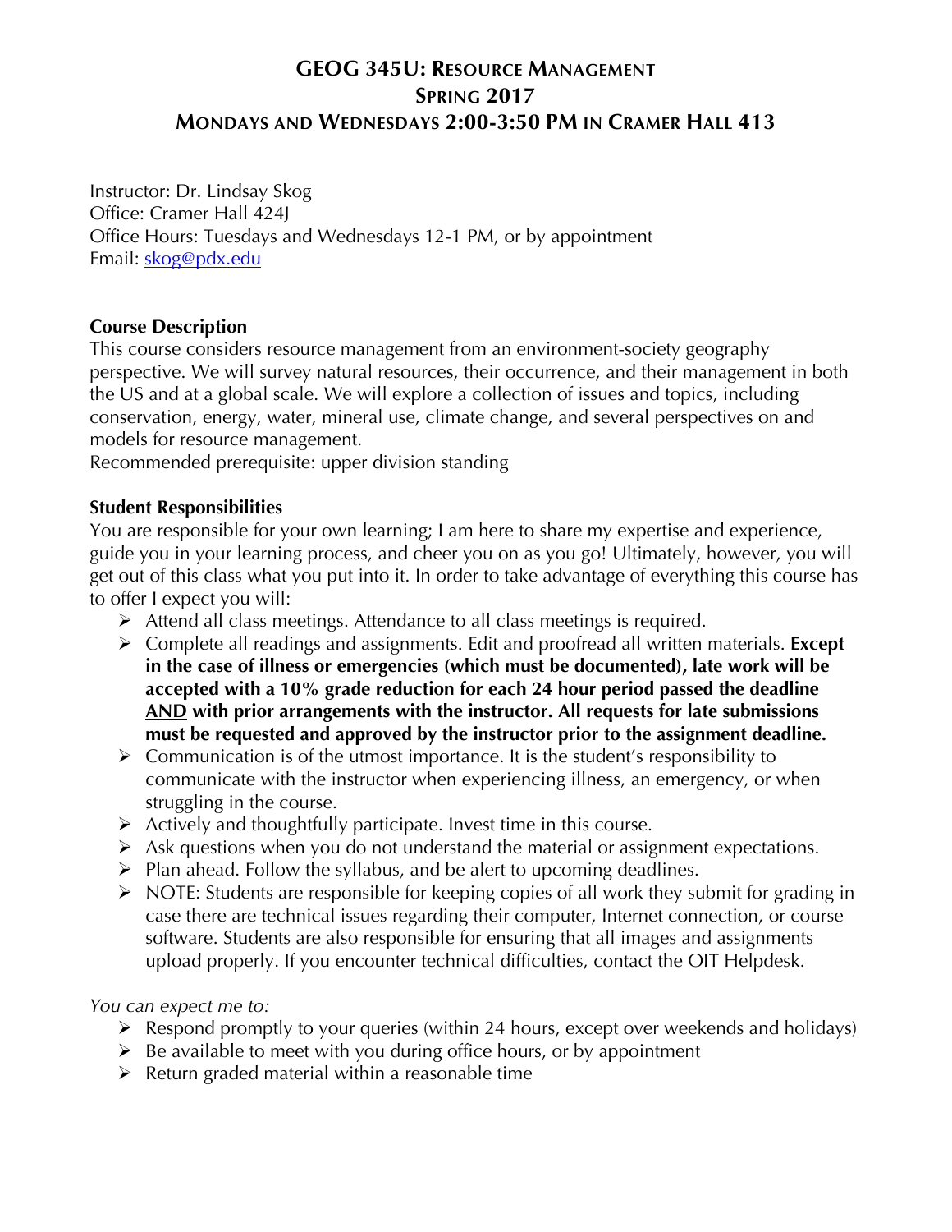# GEOG 345U: RESOURCE MANAGEMENT
## SPRING 2017
## MONDAYS AND WEDNESDAYS 2:00-3:50 PM IN CRAMER HALL 413

Instructor: Dr. Lindsay Skog
Office: Cramer Hall 424J
Office Hours: Tuesdays and Wednesdays 12-1 PM, or by appointment
Email: skog@pdx.edu

**Course Description**

This course considers resource management from an environment-society geography perspective. We will survey natural resources, their occurrence, and their management in both the US and at a global scale. We will explore a collection of issues and topics, including conservation, energy, water, mineral use, climate change, and several perspectives on and models for resource management.
Recommended prerequisite: upper division standing

**Student Responsibilities**

You are responsible for your own learning; I am here to share my expertise and experience, guide you in your learning process, and cheer you on as you go! Ultimately, however, you will get out of this class what you put into it. In order to take advantage of everything this course has to offer I expect you will:

- Attend all class meetings. Attendance to all class meetings is required.
- Complete all readings and assignments. Edit and proofread all written materials. **Except in the case of illness or emergencies (which must be documented), late work will be accepted with a 10% grade reduction for each 24 hour period passed the deadline AND with prior arrangements with the instructor. All requests for late submissions must be requested and approved by the instructor prior to the assignment deadline.**
- Communication is of the utmost importance. It is the student's responsibility to communicate with the instructor when experiencing illness, an emergency, or when struggling in the course.
- Actively and thoughtfully participate. Invest time in this course.
- Ask questions when you do not understand the material or assignment expectations.
- Plan ahead. Follow the syllabus, and be alert to upcoming deadlines.
- NOTE: Students are responsible for keeping copies of all work they submit for grading in case there are technical issues regarding their computer, Internet connection, or course software. Students are also responsible for ensuring that all images and assignments upload properly. If you encounter technical difficulties, contact the OIT Helpdesk.

*You can expect me to:*

- Respond promptly to your queries (within 24 hours, except over weekends and holidays)
- Be available to meet with you during office hours, or by appointment
- Return graded material within a reasonable time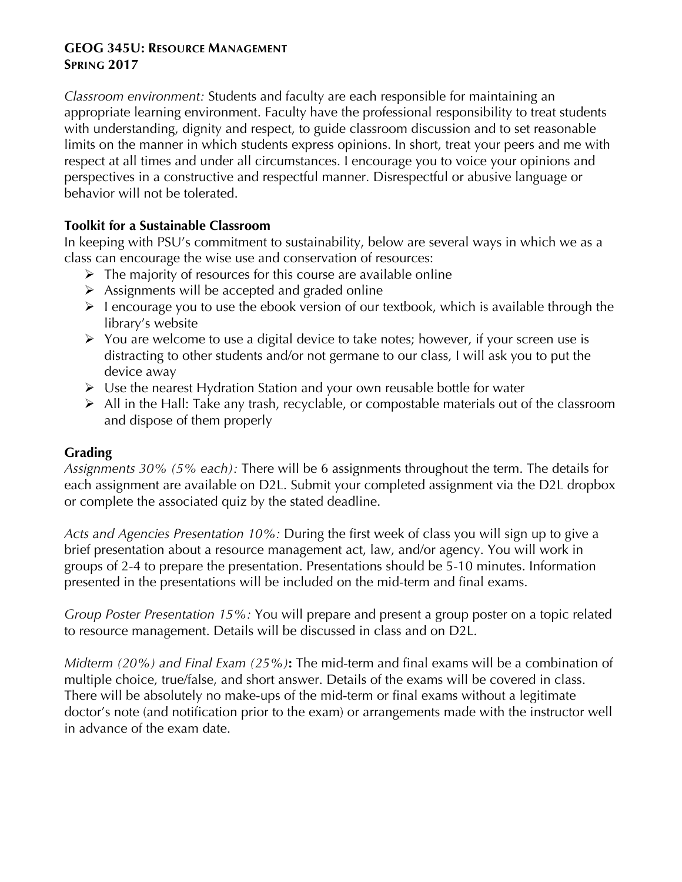**GEOG 345U: Resource Management**
**Spring 2017**

*Classroom environment:* Students and faculty are each responsible for maintaining an appropriate learning environment. Faculty have the professional responsibility to treat students with understanding, dignity and respect, to guide classroom discussion and to set reasonable limits on the manner in which students express opinions. In short, treat your peers and me with respect at all times and under all circumstances. I encourage you to voice your opinions and perspectives in a constructive and respectful manner. Disrespectful or abusive language or behavior will not be tolerated.

## Toolkit for a Sustainable Classroom

In keeping with PSU's commitment to sustainability, below are several ways in which we as a class can encourage the wise use and conservation of resources:

- The majority of resources for this course are available online
- Assignments will be accepted and graded online
- I encourage you to use the ebook version of our textbook, which is available through the library's website
- You are welcome to use a digital device to take notes; however, if your screen use is distracting to other students and/or not germane to our class, I will ask you to put the device away
- Use the nearest Hydration Station and your own reusable bottle for water
- All in the Hall: Take any trash, recyclable, or compostable materials out of the classroom and dispose of them properly

## Grading

*Assignments 30% (5% each):* There will be 6 assignments throughout the term. The details for each assignment are available on D2L. Submit your completed assignment via the D2L dropbox or complete the associated quiz by the stated deadline.

*Acts and Agencies Presentation 10%:* During the first week of class you will sign up to give a brief presentation about a resource management act, law, and/or agency. You will work in groups of 2-4 to prepare the presentation. Presentations should be 5-10 minutes. Information presented in the presentations will be included on the mid-term and final exams.

*Group Poster Presentation 15%:* You will prepare and present a group poster on a topic related to resource management. Details will be discussed in class and on D2L.

*Midterm (20%) and Final Exam (25%)***:** The mid-term and final exams will be a combination of multiple choice, true/false, and short answer. Details of the exams will be covered in class. There will be absolutely no make-ups of the mid-term or final exams without a legitimate doctor's note (and notification prior to the exam) or arrangements made with the instructor well in advance of the exam date.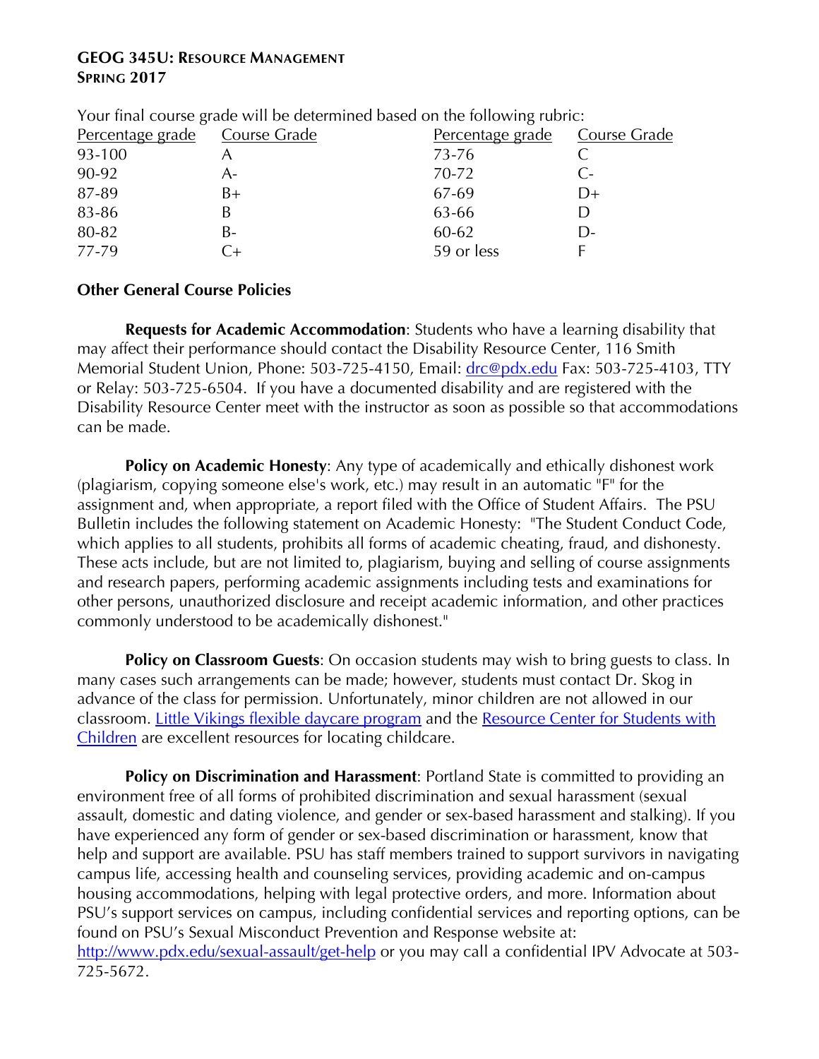**GEOG 345U: RESOURCE MANAGEMENT**
**SPRING 2017**

Your final course grade will be determined based on the following rubric:

| Percentage grade | Course Grade | Percentage grade | Course Grade |
|---|---|---|---|
| 93-100 | A | 73-76 | C |
| 90-92 | A- | 70-72 | C- |
| 87-89 | B+ | 67-69 | D+ |
| 83-86 | B | 63-66 | D |
| 80-82 | B- | 60-62 | D- |
| 77-79 | C+ | 59 or less | F |

## Other General Course Policies

**Requests for Academic Accommodation**: Students who have a learning disability that may affect their performance should contact the Disability Resource Center, 116 Smith Memorial Student Union, Phone: 503-725-4150, Email: drc@pdx.edu Fax: 503-725-4103, TTY or Relay: 503-725-6504. If you have a documented disability and are registered with the Disability Resource Center meet with the instructor as soon as possible so that accommodations can be made.

**Policy on Academic Honesty**: Any type of academically and ethically dishonest work (plagiarism, copying someone else's work, etc.) may result in an automatic "F" for the assignment and, when appropriate, a report filed with the Office of Student Affairs. The PSU Bulletin includes the following statement on Academic Honesty: "The Student Conduct Code, which applies to all students, prohibits all forms of academic cheating, fraud, and dishonesty. These acts include, but are not limited to, plagiarism, buying and selling of course assignments and research papers, performing academic assignments including tests and examinations for other persons, unauthorized disclosure and receipt academic information, and other practices commonly understood to be academically dishonest."

**Policy on Classroom Guests**: On occasion students may wish to bring guests to class. In many cases such arrangements can be made; however, students must contact Dr. Skog in advance of the class for permission. Unfortunately, minor children are not allowed in our classroom. Little Vikings flexible daycare program and the Resource Center for Students with Children are excellent resources for locating childcare.

**Policy on Discrimination and Harassment**: Portland State is committed to providing an environment free of all forms of prohibited discrimination and sexual harassment (sexual assault, domestic and dating violence, and gender or sex-based harassment and stalking). If you have experienced any form of gender or sex-based discrimination or harassment, know that help and support are available. PSU has staff members trained to support survivors in navigating campus life, accessing health and counseling services, providing academic and on-campus housing accommodations, helping with legal protective orders, and more. Information about PSU's support services on campus, including confidential services and reporting options, can be found on PSU's Sexual Misconduct Prevention and Response website at: http://www.pdx.edu/sexual-assault/get-help or you may call a confidential IPV Advocate at 503-725-5672.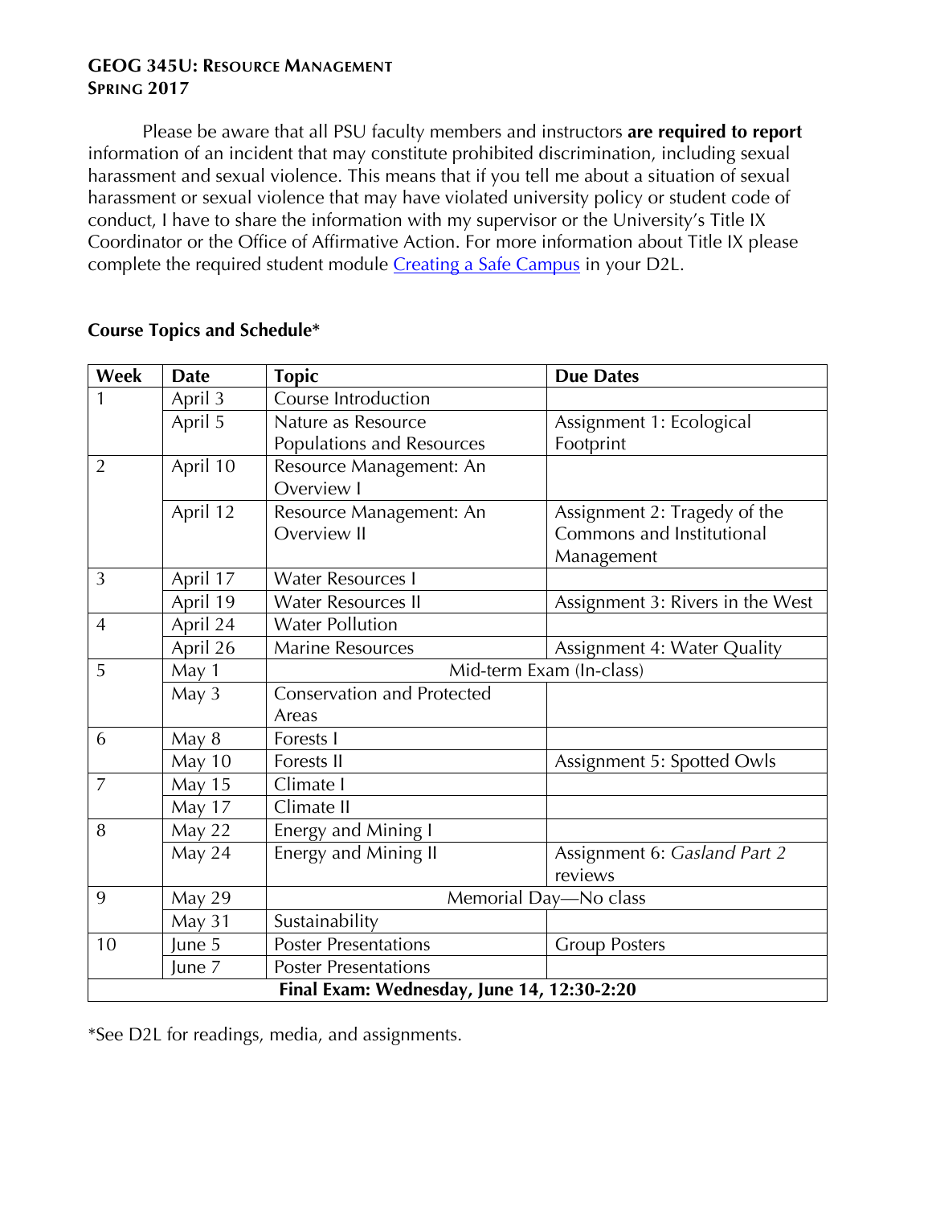**GEOG 345U: Resource Management**
**Spring 2017**

Please be aware that all PSU faculty members and instructors **are required to report** information of an incident that may constitute prohibited discrimination, including sexual harassment and sexual violence. This means that if you tell me about a situation of sexual harassment or sexual violence that may have violated university policy or student code of conduct, I have to share the information with my supervisor or the University's Title IX Coordinator or the Office of Affirmative Action. For more information about Title IX please complete the required student module [Creating a Safe Campus] in your D2L.

**Course Topics and Schedule***

| Week | Date | Topic | Due Dates |
|---|---|---|---|
| 1 | April 3 | Course Introduction | |
| | April 5 | Nature as Resource<br>Populations and Resources | Assignment 1: Ecological Footprint |
| 2 | April 10 | Resource Management: An Overview I | |
| | April 12 | Resource Management: An Overview II | Assignment 2: Tragedy of the Commons and Institutional Management |
| 3 | April 17 | Water Resources I | |
| | April 19 | Water Resources II | Assignment 3: Rivers in the West |
| 4 | April 24 | Water Pollution | |
| | April 26 | Marine Resources | Assignment 4: Water Quality |
| 5 | May 1 | Mid-term Exam (In-class) | |
| | May 3 | Conservation and Protected Areas | |
| 6 | May 8 | Forests I | |
| | May 10 | Forests II | Assignment 5: Spotted Owls |
| 7 | May 15 | Climate I | |
| | May 17 | Climate II | |
| 8 | May 22 | Energy and Mining I | |
| | May 24 | Energy and Mining II | Assignment 6: *Gasland Part 2* reviews |
| 9 | May 29 | Memorial Day—No class | |
| | May 31 | Sustainability | |
| 10 | June 5 | Poster Presentations | Group Posters |
| | June 7 | Poster Presentations | |
| **Final Exam: Wednesday, June 14, 12:30-2:20** | | | |

*See D2L for readings, media, and assignments.